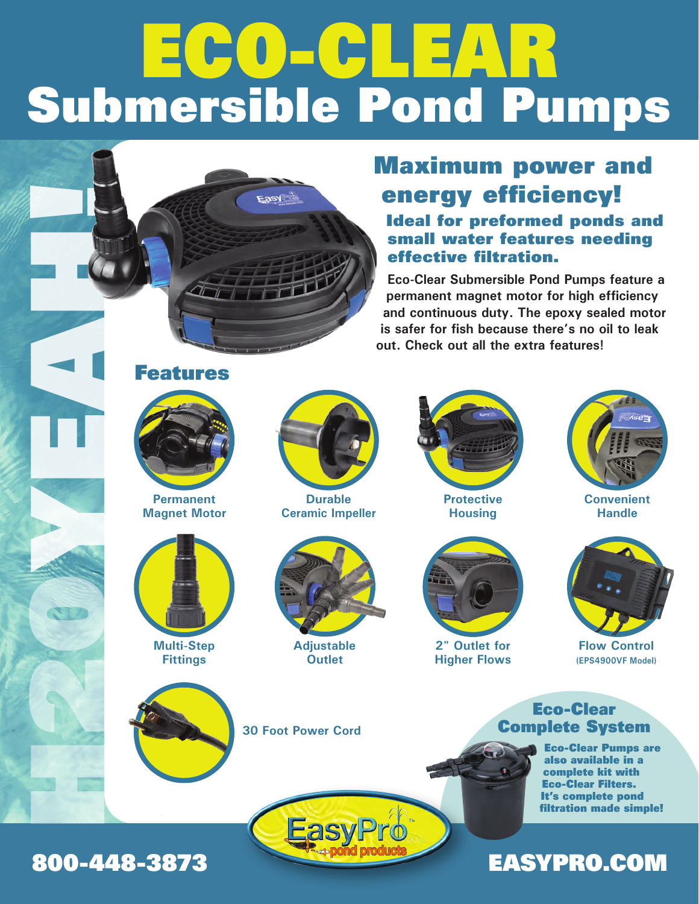# ECO-CLEAR

# Submersible Pond Pumps

H2O YEAH!

## Maximum power and energy efficiency!

### Ideal for preformed ponds and small water features needing effective filtration.

Eco-Clear Submersible Pond Pumps feature a permanent magnet motor for high efficiency and continuous duty. The epoxy sealed motor is safer for fish because there's no oil to leak out. Check out all the extra features!

## Features

- Permanent Magnet Motor
- Durable Ceramic Impeller
- Protective Housing
- Convenient Handle
- Multi-Step Fittings
- Adjustable Outlet
- 2" Outlet for Higher Flows
- Flow Control (EPS4900VF Model)
- 30 Foot Power Cord

## Eco-Clear Complete System

**Eco-Clear Pumps are also available in a complete kit with Eco-Clear Filters. It's complete pond filtration made simple!**

EasyPro™ pond products

**800-448-3873**

**EASYPRO.COM**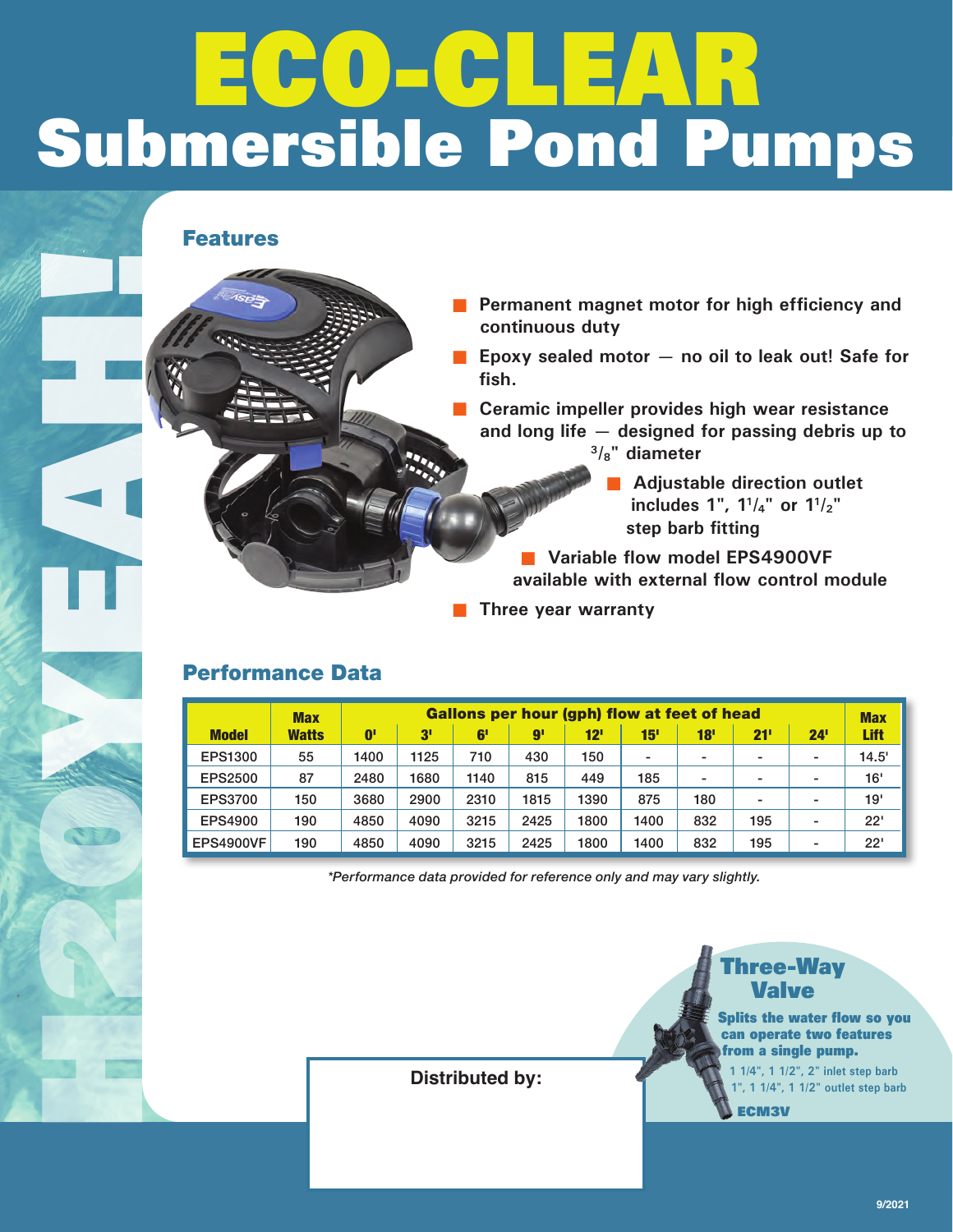# ECO-CLEAR

# Submersible Pond Pumps

## Features

- Permanent magnet motor for high efficiency and continuous duty
- Epoxy sealed motor — no oil to leak out! Safe for fish.
- Ceramic impeller provides high wear resistance and long life — designed for passing debris up to $^{3}/_{8}$" diameter
- Adjustable direction outlet includes 1", $1^{1}/_{4}$" or $1^{1}/_{2}$" step barb fitting
- Variable flow model EPS4900VF available with external flow control module
- Three year warranty

H2OYEAH!

## Performance Data

| Model | Max Watts | Gallons per hour (gph) flow at feet of head | | | | | | | | | Max Lift |
|---|---|---|---|---|---|---|---|---|---|---|---|
| | | 0' | 3' | 6' | 9' | 12' | 15' | 18' | 21' | 24' | |
| EPS1300 | 55 | 1400 | 1125 | 710 | 430 | 150 | - | - | - | - | 14.5' |
| EPS2500 | 87 | 2480 | 1680 | 1140 | 815 | 449 | 185 | - | - | - | 16' |
| EPS3700 | 150 | 3680 | 2900 | 2310 | 1815 | 1390 | 875 | 180 | - | - | 19' |
| EPS4900 | 190 | 4850 | 4090 | 3215 | 2425 | 1800 | 1400 | 832 | 195 | - | 22' |
| EPS4900VF | 190 | 4850 | 4090 | 3215 | 2425 | 1800 | 1400 | 832 | 195 | - | 22' |

*\*Performance data provided for reference only and may vary slightly.*

**Distributed by:**

### Three-Way Valve

**Splits the water flow so you can operate two features from a single pump.**

1 1/4", 1 1/2", 2" inlet step barb
1", 1 1/4", 1 1/2" outlet step barb

**ECM3V**

9/2021